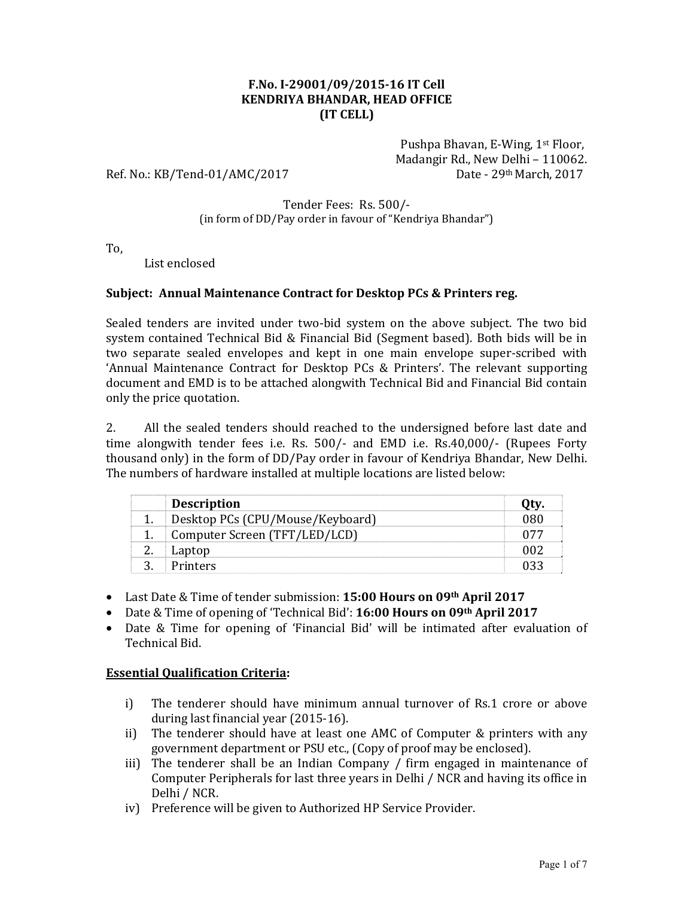**F.No. I-29001/09/2015-16 IT Cell**
**KENDRIYA BHANDAR, HEAD OFFICE**
**(IT CELL)**

Pushpa Bhavan, E-Wing, 1st Floor,
Madangir Rd., New Delhi – 110062.

Ref. No.: KB/Tend-01/AMC/2017 Date - 29th March, 2017

Tender Fees: Rs. 500/-
(in form of DD/Pay order in favour of "Kendriya Bhandar")

To,
List enclosed

**Subject: Annual Maintenance Contract for Desktop PCs & Printers reg.**

Sealed tenders are invited under two-bid system on the above subject. The two bid system contained Technical Bid & Financial Bid (Segment based). Both bids will be in two separate sealed envelopes and kept in one main envelope super-scribed with 'Annual Maintenance Contract for Desktop PCs & Printers'. The relevant supporting document and EMD is to be attached alongwith Technical Bid and Financial Bid contain only the price quotation.

2. All the sealed tenders should reached to the undersigned before last date and time alongwith tender fees i.e. Rs. 500/- and EMD i.e. Rs.40,000/- (Rupees Forty thousand only) in the form of DD/Pay order in favour of Kendriya Bhandar, New Delhi. The numbers of hardware installed at multiple locations are listed below:

| | Description | Qty. |
|---|---|---|
| 1. | Desktop PCs (CPU/Mouse/Keyboard) | 080 |
| 1. | Computer Screen (TFT/LED/LCD) | 077 |
| 2. | Laptop | 002 |
| 3. | Printers | 033 |

- Last Date & Time of tender submission: **15:00 Hours on 09th April 2017**
- Date & Time of opening of 'Technical Bid': **16:00 Hours on 09th April 2017**
- Date & Time for opening of 'Financial Bid' will be intimated after evaluation of Technical Bid.

**Essential Qualification Criteria:**

i) The tenderer should have minimum annual turnover of Rs.1 crore or above during last financial year (2015-16).

ii) The tenderer should have at least one AMC of Computer & printers with any government department or PSU etc., (Copy of proof may be enclosed).

iii) The tenderer shall be an Indian Company / firm engaged in maintenance of Computer Peripherals for last three years in Delhi / NCR and having its office in Delhi / NCR.

iv) Preference will be given to Authorized HP Service Provider.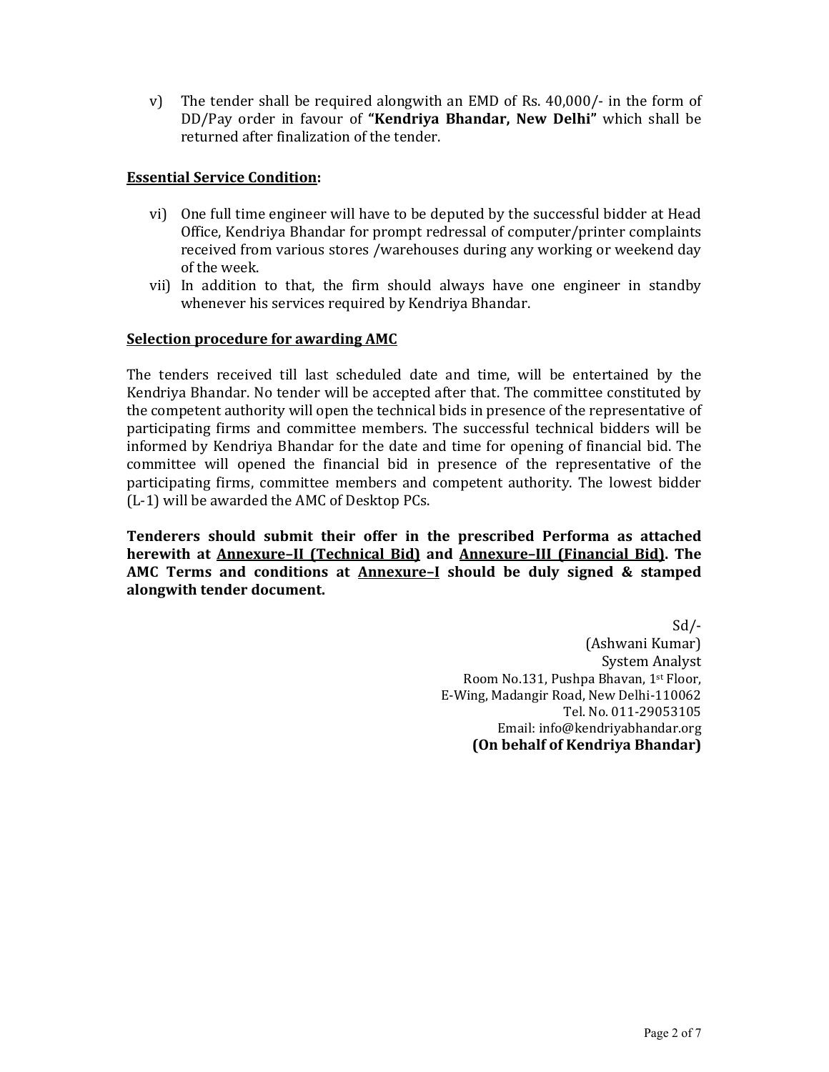v) The tender shall be required alongwith an EMD of Rs. 40,000/- in the form of DD/Pay order in favour of **"Kendriya Bhandar, New Delhi"** which shall be returned after finalization of the tender.

**<u>Essential Service Condition</u>:**

vi) One full time engineer will have to be deputed by the successful bidder at Head Office, Kendriya Bhandar for prompt redressal of computer/printer complaints received from various stores /warehouses during any working or weekend day of the week.

vii) In addition to that, the firm should always have one engineer in standby whenever his services required by Kendriya Bhandar.

**<u>Selection procedure for awarding AMC</u>**

The tenders received till last scheduled date and time, will be entertained by the Kendriya Bhandar. No tender will be accepted after that. The committee constituted by the competent authority will open the technical bids in presence of the representative of participating firms and committee members. The successful technical bidders will be informed by Kendriya Bhandar for the date and time for opening of financial bid. The committee will opened the financial bid in presence of the representative of the participating firms, committee members and competent authority. The lowest bidder (L-1) will be awarded the AMC of Desktop PCs.

**Tenderers should submit their offer in the prescribed Performa as attached herewith at <u>Annexure–II (Technical Bid)</u> and <u>Annexure–III (Financial Bid)</u>. The AMC Terms and conditions at <u>Annexure–I</u> should be duly signed & stamped alongwith tender document.**

Sd/-
(Ashwani Kumar)
System Analyst
Room No.131, Pushpa Bhavan, 1st Floor,
E-Wing, Madangir Road, New Delhi-110062
Tel. No. 011-29053105
Email: info@kendriyabhandar.org
**(On behalf of Kendriya Bhandar)**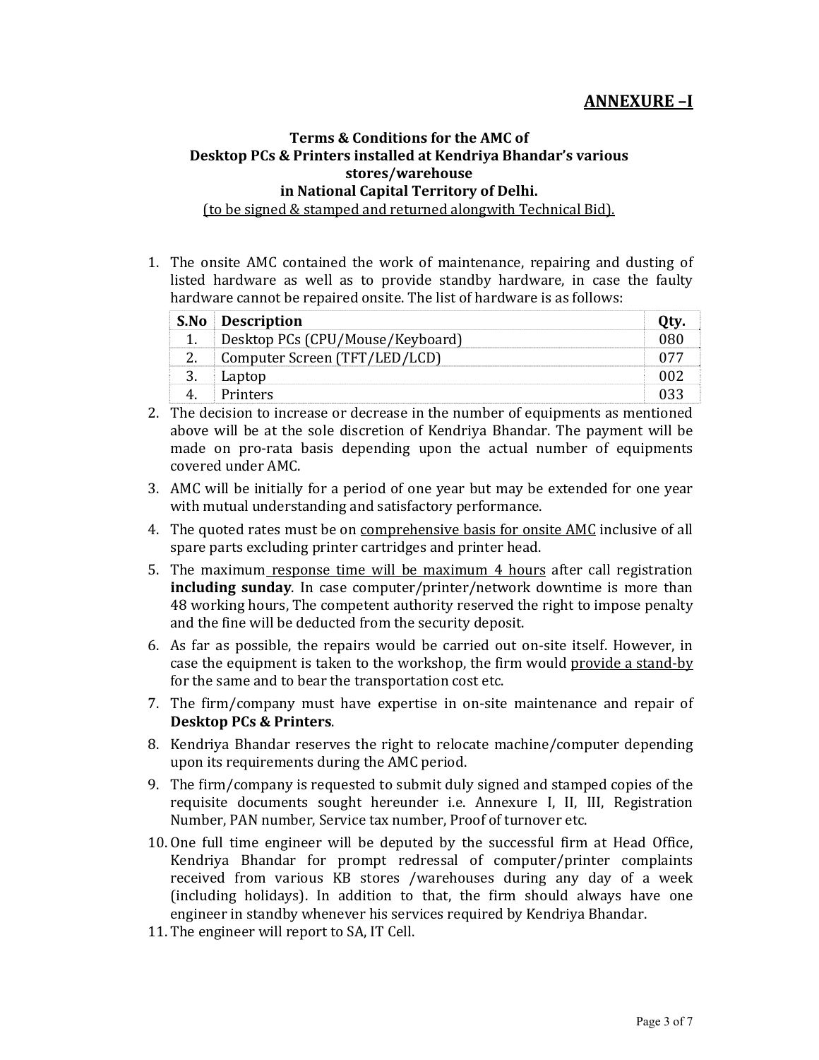## ANNEXURE –I

### Terms & Conditions for the AMC of Desktop PCs & Printers installed at Kendriya Bhandar's various stores/warehouse in National Capital Territory of Delhi.

<u>(to be signed & stamped and returned alongwith Technical Bid).</u>

1. The onsite AMC contained the work of maintenance, repairing and dusting of listed hardware as well as to provide standby hardware, in case the faulty hardware cannot be repaired onsite. The list of hardware is as follows:

| S.No | Description | Qty. |
|---|---|---|
| 1. | Desktop PCs (CPU/Mouse/Keyboard) | 080 |
| 2. | Computer Screen (TFT/LED/LCD) | 077 |
| 3. | Laptop | 002 |
| 4. | Printers | 033 |

2. The decision to increase or decrease in the number of equipments as mentioned above will be at the sole discretion of Kendriya Bhandar. The payment will be made on pro-rata basis depending upon the actual number of equipments covered under AMC.
3. AMC will be initially for a period of one year but may be extended for one year with mutual understanding and satisfactory performance.
4. The quoted rates must be on <u>comprehensive basis for onsite AMC</u> inclusive of all spare parts excluding printer cartridges and printer head.
5. The maximum <u>response time will be maximum 4 hours</u> after call registration **including sunday**. In case computer/printer/network downtime is more than 48 working hours, The competent authority reserved the right to impose penalty and the fine will be deducted from the security deposit.
6. As far as possible, the repairs would be carried out on-site itself. However, in case the equipment is taken to the workshop, the firm would <u>provide a stand-by</u> for the same and to bear the transportation cost etc.
7. The firm/company must have expertise in on-site maintenance and repair of **Desktop PCs & Printers**.
8. Kendriya Bhandar reserves the right to relocate machine/computer depending upon its requirements during the AMC period.
9. The firm/company is requested to submit duly signed and stamped copies of the requisite documents sought hereunder i.e. Annexure I, II, III, Registration Number, PAN number, Service tax number, Proof of turnover etc.
10. One full time engineer will be deputed by the successful firm at Head Office, Kendriya Bhandar for prompt redressal of computer/printer complaints received from various KB stores /warehouses during any day of a week (including holidays). In addition to that, the firm should always have one engineer in standby whenever his services required by Kendriya Bhandar.
11. The engineer will report to SA, IT Cell.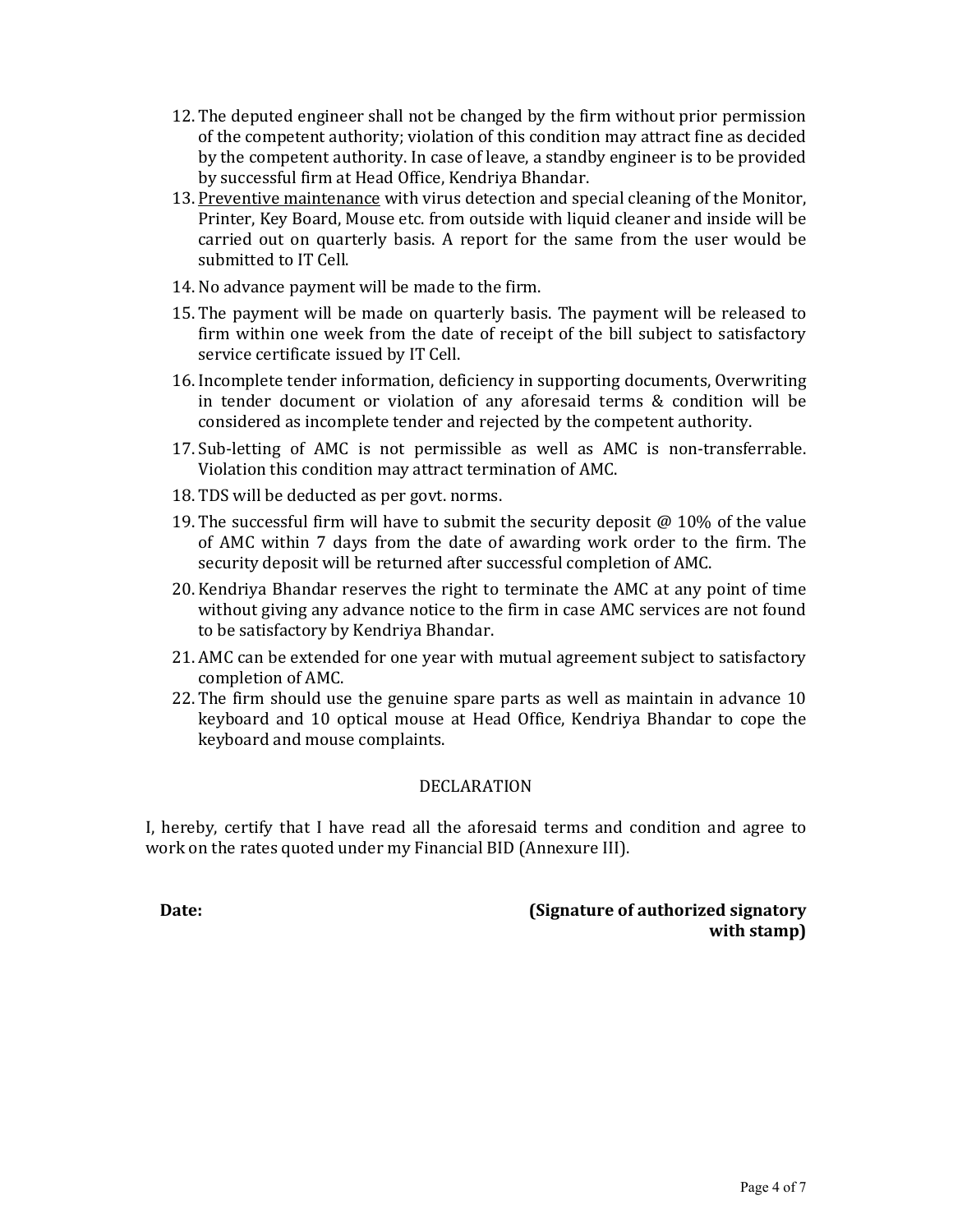12. The deputed engineer shall not be changed by the firm without prior permission of the competent authority; violation of this condition may attract fine as decided by the competent authority. In case of leave, a standby engineer is to be provided by successful firm at Head Office, Kendriya Bhandar.
13. Preventive maintenance with virus detection and special cleaning of the Monitor, Printer, Key Board, Mouse etc. from outside with liquid cleaner and inside will be carried out on quarterly basis. A report for the same from the user would be submitted to IT Cell.
14. No advance payment will be made to the firm.
15. The payment will be made on quarterly basis. The payment will be released to firm within one week from the date of receipt of the bill subject to satisfactory service certificate issued by IT Cell.
16. Incomplete tender information, deficiency in supporting documents, Overwriting in tender document or violation of any aforesaid terms & condition will be considered as incomplete tender and rejected by the competent authority.
17. Sub-letting of AMC is not permissible as well as AMC is non-transferrable. Violation this condition may attract termination of AMC.
18. TDS will be deducted as per govt. norms.
19. The successful firm will have to submit the security deposit @ 10% of the value of AMC within 7 days from the date of awarding work order to the firm. The security deposit will be returned after successful completion of AMC.
20. Kendriya Bhandar reserves the right to terminate the AMC at any point of time without giving any advance notice to the firm in case AMC services are not found to be satisfactory by Kendriya Bhandar.
21. AMC can be extended for one year with mutual agreement subject to satisfactory completion of AMC.
22. The firm should use the genuine spare parts as well as maintain in advance 10 keyboard and 10 optical mouse at Head Office, Kendriya Bhandar to cope the keyboard and mouse complaints.

DECLARATION

I, hereby, certify that I have read all the aforesaid terms and condition and agree to work on the rates quoted under my Financial BID (Annexure III).

**Date:**

**(Signature of authorized signatory with stamp)**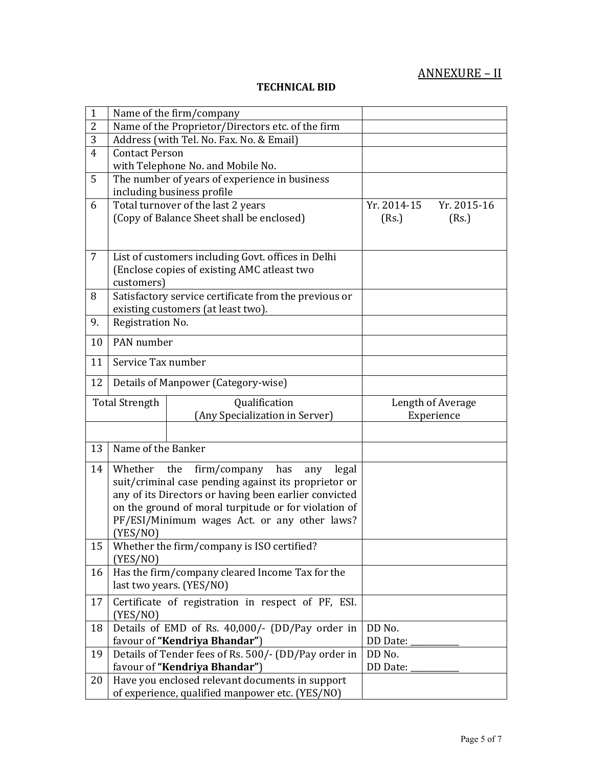ANNEXURE – II

## TECHNICAL BID

| | | |
|---|---|---|
| 1 | Name of the firm/company | |
| 2 | Name of the Proprietor/Directors etc. of the firm | |
| 3 | Address (with Tel. No. Fax. No. & Email) | |
| 4 | Contact Person with Telephone No. and Mobile No. | |
| 5 | The number of years of experience in business including business profile | |
| 6 | Total turnover of the last 2 years (Copy of Balance Sheet shall be enclosed) | Yr. 2014-15 (Rs.) Yr. 2015-16 (Rs.) |
| 7 | List of customers including Govt. offices in Delhi (Enclose copies of existing AMC atleast two customers) | |
| 8 | Satisfactory service certificate from the previous or existing customers (at least two). | |
| 9. | Registration No. | |
| 10 | PAN number | |
| 11 | Service Tax number | |
| 12 | Details of Manpower (Category-wise) | |
| Total Strength | Qualification (Any Specialization in Server) | Length of Average Experience |
| | | |
| 13 | Name of the Banker | |
| 14 | Whether the firm/company has any legal suit/criminal case pending against its proprietor or any of its Directors or having been earlier convicted on the ground of moral turpitude or for violation of PF/ESI/Minimum wages Act. or any other laws? (YES/NO) | |
| 15 | Whether the firm/company is ISO certified? (YES/NO) | |
| 16 | Has the firm/company cleared Income Tax for the last two years. (YES/NO) | |
| 17 | Certificate of registration in respect of PF, ESI. (YES/NO) | |
| 18 | Details of EMD of Rs. 40,000/- (DD/Pay order in favour of **"Kendriya Bhandar"**) | DD No. DD Date: ___________ |
| 19 | Details of Tender fees of Rs. 500/- (DD/Pay order in favour of **"Kendriya Bhandar"**) | DD No. DD Date: ___________ |
| 20 | Have you enclosed relevant documents in support of experience, qualified manpower etc. (YES/NO) | |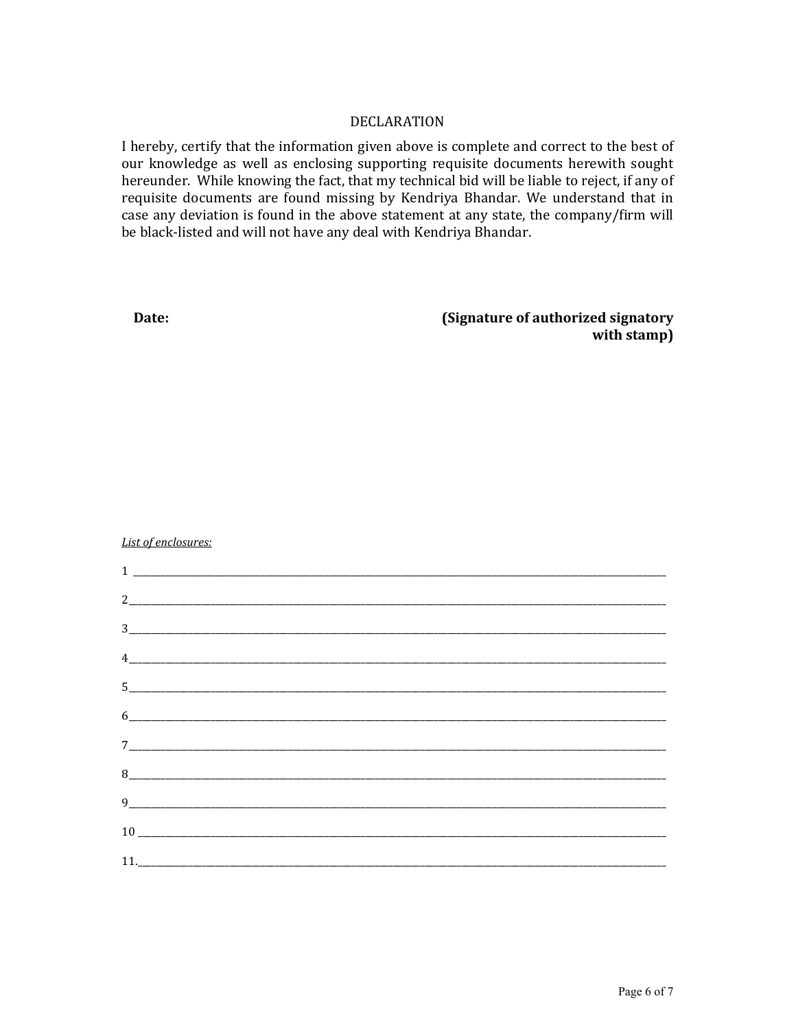## DECLARATION

I hereby, certify that the information given above is complete and correct to the best of our knowledge as well as enclosing supporting requisite documents herewith sought hereunder. While knowing the fact, that my technical bid will be liable to reject, if any of requisite documents are found missing by Kendriya Bhandar. We understand that in case any deviation is found in the above statement at any state, the company/firm will be black-listed and will not have any deal with Kendriya Bhandar.

**Date:** **(Signature of authorized signatory with stamp)**

*List of enclosures:*

1 ____________________________________________

2 ____________________________________________

3 ____________________________________________

4 ____________________________________________

5 ____________________________________________

6 ____________________________________________

7 ____________________________________________

8 ____________________________________________

9 ____________________________________________

10 ____________________________________________

11. ____________________________________________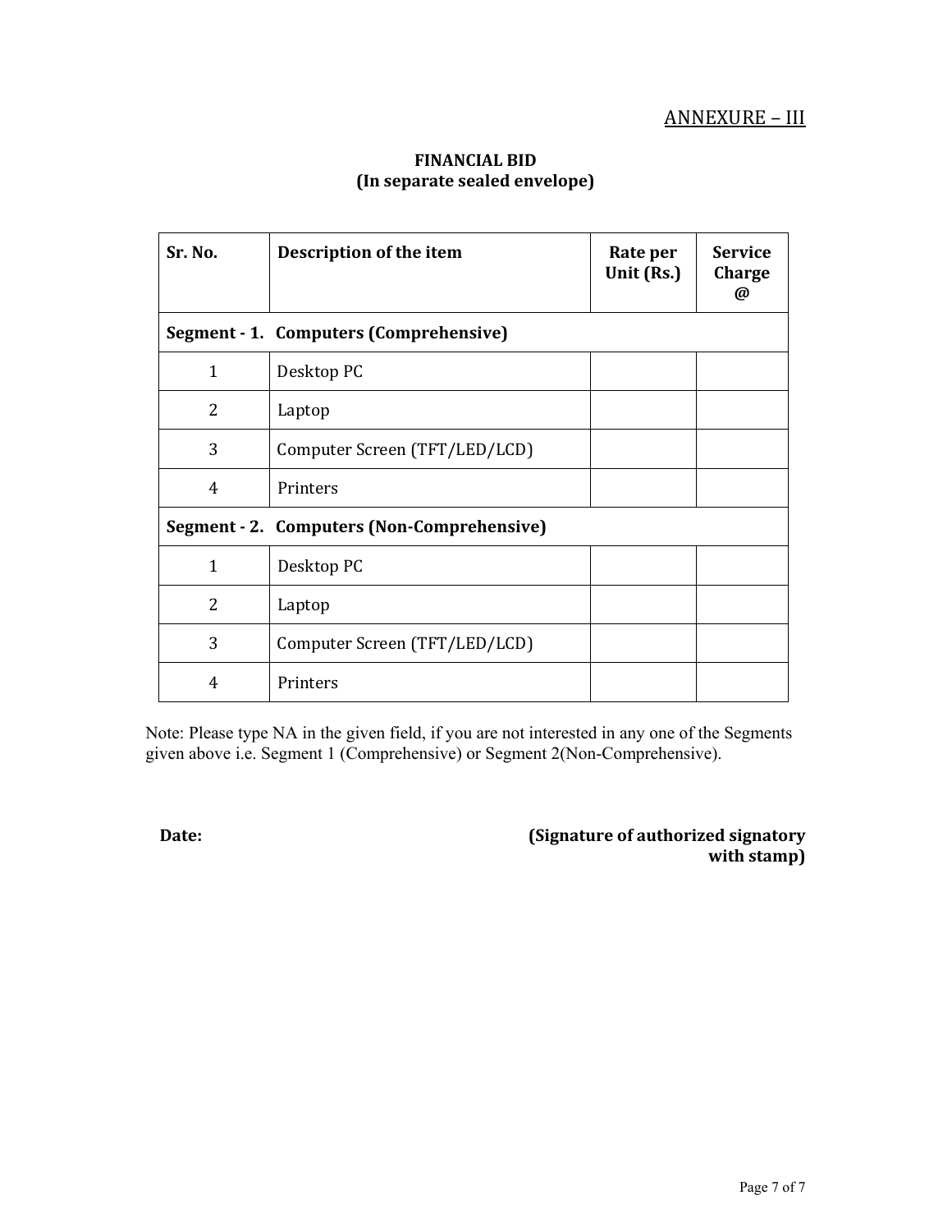ANNEXURE – III

**FINANCIAL BID**
**(In separate sealed envelope)**

| Sr. No. | Description of the item | Rate per Unit (Rs.) | Service Charge @ |
|---|---|---|---|
| **Segment - 1. Computers (Comprehensive)** | | | |
| 1 | Desktop PC | | |
| 2 | Laptop | | |
| 3 | Computer Screen (TFT/LED/LCD) | | |
| 4 | Printers | | |
| **Segment - 2. Computers (Non-Comprehensive)** | | | |
| 1 | Desktop PC | | |
| 2 | Laptop | | |
| 3 | Computer Screen (TFT/LED/LCD) | | |
| 4 | Printers | | |

Note: Please type NA in the given field, if you are not interested in any one of the Segments given above i.e. Segment 1 (Comprehensive) or Segment 2(Non-Comprehensive).

**Date:**

**(Signature of authorized signatory with stamp)**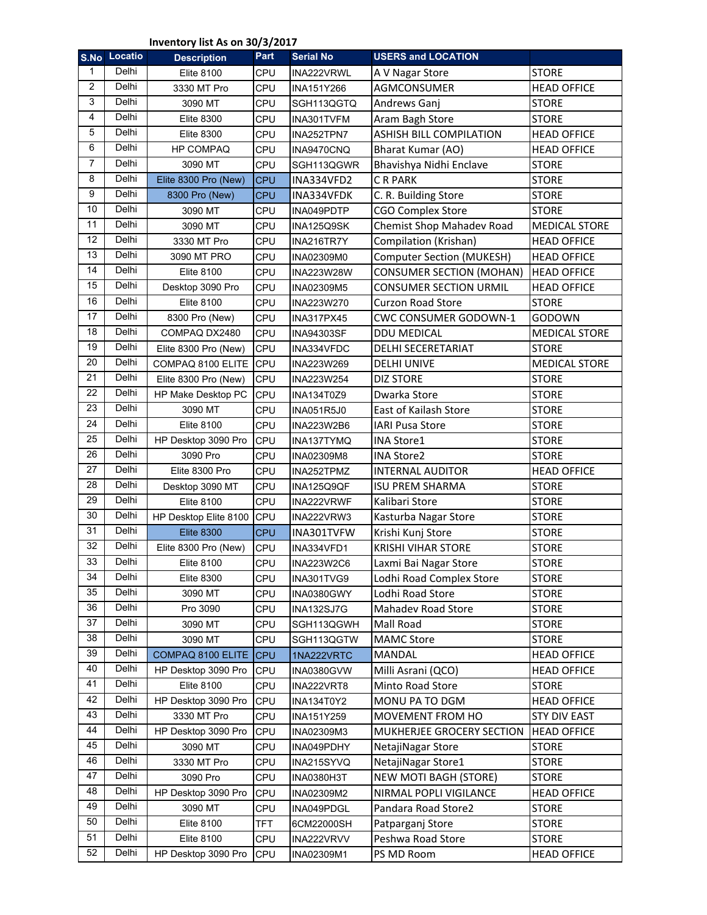**Inventory list As on 30/3/2017**

| S.No | Locatio | Description | Part | Serial No | USERS and LOCATION | |
|---|---|---|---|---|---|---|
| 1 | Delhi | Elite 8100 | CPU | INA222VRWL | A V Nagar Store | STORE |
| 2 | Delhi | 3330 MT Pro | CPU | INA151Y266 | AGMCONSUMER | HEAD OFFICE |
| 3 | Delhi | 3090 MT | CPU | SGH113QGTQ | Andrews Ganj | STORE |
| 4 | Delhi | Elite 8300 | CPU | INA301TVFM | Aram Bagh Store | STORE |
| 5 | Delhi | Elite 8300 | CPU | INA252TPN7 | ASHISH BILL COMPILATION | HEAD OFFICE |
| 6 | Delhi | HP COMPAQ | CPU | INA9470CNQ | Bharat Kumar (AO) | HEAD OFFICE |
| 7 | Delhi | 3090 MT | CPU | SGH113QGWR | Bhavishya Nidhi Enclave | STORE |
| 8 | Delhi | Elite 8300 Pro (New) | CPU | INA334VFD2 | C R PARK | STORE |
| 9 | Delhi | 8300 Pro (New) | CPU | INA334VFDK | C. R. Building Store | STORE |
| 10 | Delhi | 3090 MT | CPU | INA049PDTP | CGO Complex Store | STORE |
| 11 | Delhi | 3090 MT | CPU | INA125Q9SK | Chemist Shop Mahadev Road | MEDICAL STORE |
| 12 | Delhi | 3330 MT Pro | CPU | INA216TR7Y | Compilation (Krishan) | HEAD OFFICE |
| 13 | Delhi | 3090 MT PRO | CPU | INA02309M0 | Computer Section (MUKESH) | HEAD OFFICE |
| 14 | Delhi | Elite 8100 | CPU | INA223W28W | CONSUMER SECTION (MOHAN) | HEAD OFFICE |
| 15 | Delhi | Desktop 3090 Pro | CPU | INA02309M5 | CONSUMER SECTION URMIL | HEAD OFFICE |
| 16 | Delhi | Elite 8100 | CPU | INA223W270 | Curzon Road Store | STORE |
| 17 | Delhi | 8300 Pro (New) | CPU | INA317PX45 | CWC CONSUMER GODOWN-1 | GODOWN |
| 18 | Delhi | COMPAQ DX2480 | CPU | INA94303SF | DDU MEDICAL | MEDICAL STORE |
| 19 | Delhi | Elite 8300 Pro (New) | CPU | INA334VFDC | DELHI SECERETARIAT | STORE |
| 20 | Delhi | COMPAQ 8100 ELITE | CPU | INA223W269 | DELHI UNIVE | MEDICAL STORE |
| 21 | Delhi | Elite 8300 Pro (New) | CPU | INA223W254 | DIZ STORE | STORE |
| 22 | Delhi | HP Make Desktop PC | CPU | INA134T0Z9 | Dwarka Store | STORE |
| 23 | Delhi | 3090 MT | CPU | INA051R5J0 | East of Kailash Store | STORE |
| 24 | Delhi | Elite 8100 | CPU | INA223W2B6 | IARI Pusa Store | STORE |
| 25 | Delhi | HP Desktop 3090 Pro | CPU | INA137TYMQ | INA Store1 | STORE |
| 26 | Delhi | 3090 Pro | CPU | INA02309M8 | INA Store2 | STORE |
| 27 | Delhi | Elite 8300 Pro | CPU | INA252TPMZ | INTERNAL AUDITOR | HEAD OFFICE |
| 28 | Delhi | Desktop 3090 MT | CPU | INA125Q9QF | ISU PREM SHARMA | STORE |
| 29 | Delhi | Elite 8100 | CPU | INA222VRWF | Kalibari Store | STORE |
| 30 | Delhi | HP Desktop Elite 8100 | CPU | INA222VRW3 | Kasturba Nagar Store | STORE |
| 31 | Delhi | Elite 8300 | CPU | INA301TVFW | Krishi Kunj Store | STORE |
| 32 | Delhi | Elite 8300 Pro (New) | CPU | INA334VFD1 | KRISHI VIHAR STORE | STORE |
| 33 | Delhi | Elite 8100 | CPU | INA223W2C6 | Laxmi Bai Nagar Store | STORE |
| 34 | Delhi | Elite 8300 | CPU | INA301TVG9 | Lodhi Road Complex Store | STORE |
| 35 | Delhi | 3090 MT | CPU | INA0380GWY | Lodhi Road Store | STORE |
| 36 | Delhi | Pro 3090 | CPU | INA132SJ7G | Mahadev Road Store | STORE |
| 37 | Delhi | 3090 MT | CPU | SGH113QGWH | Mall Road | STORE |
| 38 | Delhi | 3090 MT | CPU | SGH113QGTW | MAMC Store | STORE |
| 39 | Delhi | COMPAQ 8100 ELITE | CPU | 1NA222VRTC | MANDAL | HEAD OFFICE |
| 40 | Delhi | HP Desktop 3090 Pro | CPU | INA0380GVW | Milli Asrani (QCO) | HEAD OFFICE |
| 41 | Delhi | Elite 8100 | CPU | INA222VRT8 | Minto Road Store | STORE |
| 42 | Delhi | HP Desktop 3090 Pro | CPU | INA134T0Y2 | MONU PA TO DGM | HEAD OFFICE |
| 43 | Delhi | 3330 MT Pro | CPU | INA151Y259 | MOVEMENT FROM HO | STY DIV EAST |
| 44 | Delhi | HP Desktop 3090 Pro | CPU | INA02309M3 | MUKHERJEE GROCERY SECTION | HEAD OFFICE |
| 45 | Delhi | 3090 MT | CPU | INA049PDHY | NetajiNagar Store | STORE |
| 46 | Delhi | 3330 MT Pro | CPU | INA215SYVQ | NetajiNagar Store1 | STORE |
| 47 | Delhi | 3090 Pro | CPU | INA0380H3T | NEW MOTI BAGH (STORE) | STORE |
| 48 | Delhi | HP Desktop 3090 Pro | CPU | INA02309M2 | NIRMAL POPLI VIGILANCE | HEAD OFFICE |
| 49 | Delhi | 3090 MT | CPU | INA049PDGL | Pandara Road Store2 | STORE |
| 50 | Delhi | Elite 8100 | TFT | 6CM22000SH | Patparganj Store | STORE |
| 51 | Delhi | Elite 8100 | CPU | INA222VRVV | Peshwa Road Store | STORE |
| 52 | Delhi | HP Desktop 3090 Pro | CPU | INA02309M1 | PS MD Room | HEAD OFFICE |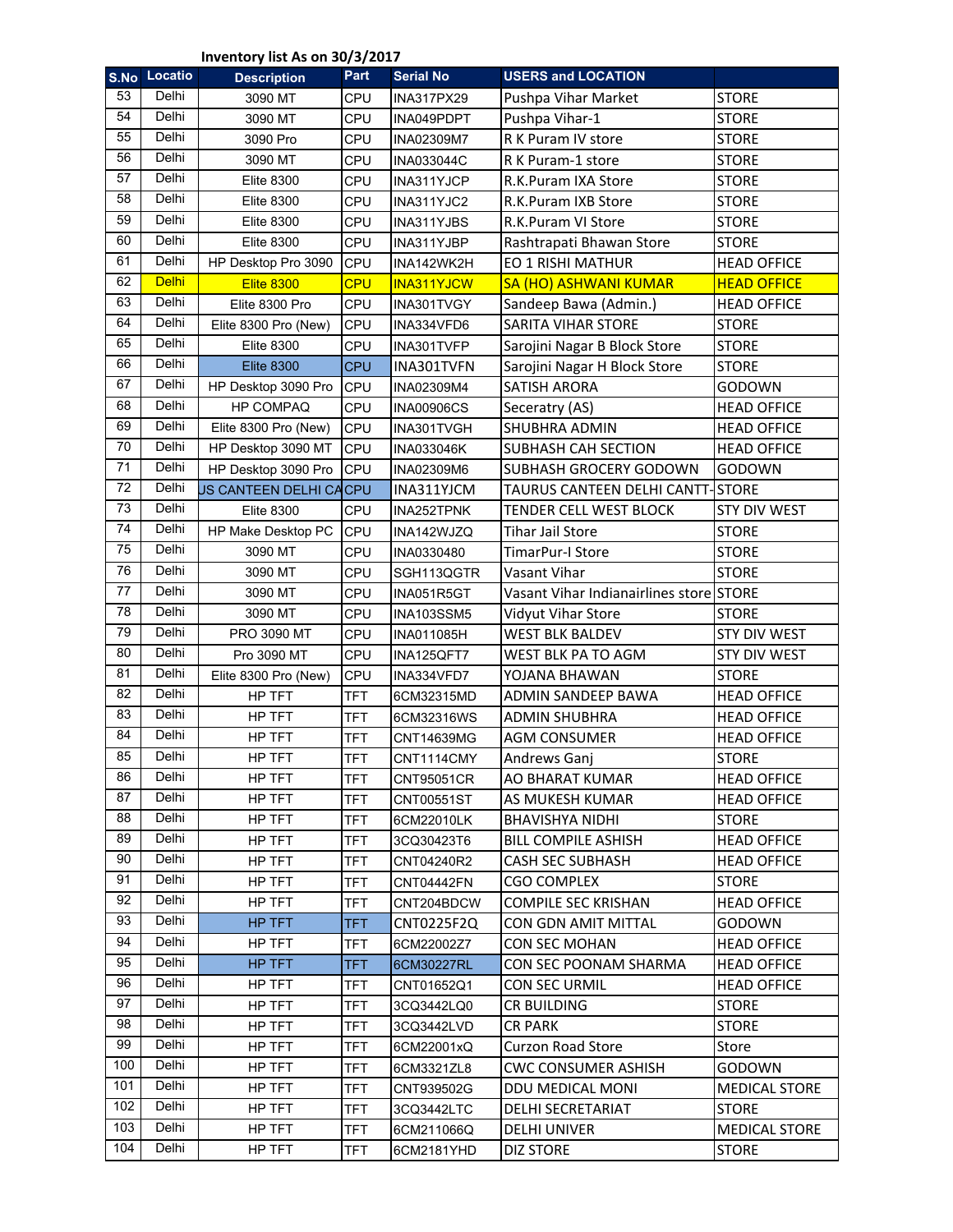Inventory list As on 30/3/2017

| S.No | Locatio | Description | Part | Serial No | USERS and LOCATION | |
|---|---|---|---|---|---|---|
| 53 | Delhi | 3090 MT | CPU | INA317PX29 | Pushpa Vihar Market | STORE |
| 54 | Delhi | 3090 MT | CPU | INA049PDPT | Pushpa Vihar-1 | STORE |
| 55 | Delhi | 3090 Pro | CPU | INA02309M7 | R K Puram IV store | STORE |
| 56 | Delhi | 3090 MT | CPU | INA033044C | R K Puram-1 store | STORE |
| 57 | Delhi | Elite 8300 | CPU | INA311YJCP | R.K.Puram IXA Store | STORE |
| 58 | Delhi | Elite 8300 | CPU | INA311YJC2 | R.K.Puram IXB Store | STORE |
| 59 | Delhi | Elite 8300 | CPU | INA311YJBS | R.K.Puram VI Store | STORE |
| 60 | Delhi | Elite 8300 | CPU | INA311YJBP | Rashtrapati Bhawan Store | STORE |
| 61 | Delhi | HP Desktop Pro 3090 | CPU | INA142WK2H | EO 1 RISHI MATHUR | HEAD OFFICE |
| 62 | Delhi | Elite 8300 | CPU | INA311YJCW | SA (HO) ASHWANI KUMAR | HEAD OFFICE |
| 63 | Delhi | Elite 8300 Pro | CPU | INA301TVGY | Sandeep Bawa (Admin.) | HEAD OFFICE |
| 64 | Delhi | Elite 8300 Pro (New) | CPU | INA334VFD6 | SARITA VIHAR STORE | STORE |
| 65 | Delhi | Elite 8300 | CPU | INA301TVFP | Sarojini Nagar B Block Store | STORE |
| 66 | Delhi | Elite 8300 | CPU | INA301TVFN | Sarojini Nagar H Block Store | STORE |
| 67 | Delhi | HP Desktop 3090 Pro | CPU | INA02309M4 | SATISH ARORA | GODOWN |
| 68 | Delhi | HP COMPAQ | CPU | INA00906CS | Seceratry (AS) | HEAD OFFICE |
| 69 | Delhi | Elite 8300 Pro (New) | CPU | INA301TVGH | SHUBHRA ADMIN | HEAD OFFICE |
| 70 | Delhi | HP Desktop 3090 MT | CPU | INA033046K | SUBHASH CAH SECTION | HEAD OFFICE |
| 71 | Delhi | HP Desktop 3090 Pro | CPU | INA02309M6 | SUBHASH GROCERY GODOWN | GODOWN |
| 72 | Delhi | US CANTEEN DELHI CA | CPU | INA311YJCM | TAURUS CANTEEN DELHI CANTT- | STORE |
| 73 | Delhi | Elite 8300 | CPU | INA252TPNK | TENDER CELL WEST BLOCK | STY DIV WEST |
| 74 | Delhi | HP Make Desktop PC | CPU | INA142WJZQ | Tihar Jail Store | STORE |
| 75 | Delhi | 3090 MT | CPU | INA0330480 | TimarPur-I Store | STORE |
| 76 | Delhi | 3090 MT | CPU | SGH113QGTR | Vasant Vihar | STORE |
| 77 | Delhi | 3090 MT | CPU | INA051R5GT | Vasant Vihar Indianairlines store | STORE |
| 78 | Delhi | 3090 MT | CPU | INA103SSM5 | Vidyut Vihar Store | STORE |
| 79 | Delhi | PRO 3090 MT | CPU | INA011085H | WEST BLK BALDEV | STY DIV WEST |
| 80 | Delhi | Pro 3090 MT | CPU | INA125QFT7 | WEST BLK PA TO AGM | STY DIV WEST |
| 81 | Delhi | Elite 8300 Pro (New) | CPU | INA334VFD7 | YOJANA BHAWAN | STORE |
| 82 | Delhi | HP TFT | TFT | 6CM32315MD | ADMIN SANDEEP BAWA | HEAD OFFICE |
| 83 | Delhi | HP TFT | TFT | 6CM32316WS | ADMIN SHUBHRA | HEAD OFFICE |
| 84 | Delhi | HP TFT | TFT | CNT14639MG | AGM CONSUMER | HEAD OFFICE |
| 85 | Delhi | HP TFT | TFT | CNT1114CMY | Andrews Ganj | STORE |
| 86 | Delhi | HP TFT | TFT | CNT95051CR | AO BHARAT KUMAR | HEAD OFFICE |
| 87 | Delhi | HP TFT | TFT | CNT00551ST | AS MUKESH KUMAR | HEAD OFFICE |
| 88 | Delhi | HP TFT | TFT | 6CM22010LK | BHAVISHYA NIDHI | STORE |
| 89 | Delhi | HP TFT | TFT | 3CQ30423T6 | BILL COMPILE ASHISH | HEAD OFFICE |
| 90 | Delhi | HP TFT | TFT | CNT04240R2 | CASH SEC SUBHASH | HEAD OFFICE |
| 91 | Delhi | HP TFT | TFT | CNT04442FN | CGO COMPLEX | STORE |
| 92 | Delhi | HP TFT | TFT | CNT204BDCW | COMPILE SEC KRISHAN | HEAD OFFICE |
| 93 | Delhi | HP TFT | TFT | CNT0225F2Q | CON GDN AMIT MITTAL | GODOWN |
| 94 | Delhi | HP TFT | TFT | 6CM22002Z7 | CON SEC MOHAN | HEAD OFFICE |
| 95 | Delhi | HP TFT | TFT | 6CM30227RL | CON SEC POONAM SHARMA | HEAD OFFICE |
| 96 | Delhi | HP TFT | TFT | CNT01652Q1 | CON SEC URMIL | HEAD OFFICE |
| 97 | Delhi | HP TFT | TFT | 3CQ3442LQ0 | CR BUILDING | STORE |
| 98 | Delhi | HP TFT | TFT | 3CQ3442LVD | CR PARK | STORE |
| 99 | Delhi | HP TFT | TFT | 6CM22001xQ | Curzon Road Store | Store |
| 100 | Delhi | HP TFT | TFT | 6CM3321ZL8 | CWC CONSUMER ASHISH | GODOWN |
| 101 | Delhi | HP TFT | TFT | CNT939502G | DDU MEDICAL MONI | MEDICAL STORE |
| 102 | Delhi | HP TFT | TFT | 3CQ3442LTC | DELHI SECRETARIAT | STORE |
| 103 | Delhi | HP TFT | TFT | 6CM211066Q | DELHI UNIVER | MEDICAL STORE |
| 104 | Delhi | HP TFT | TFT | 6CM2181YHD | DIZ STORE | STORE |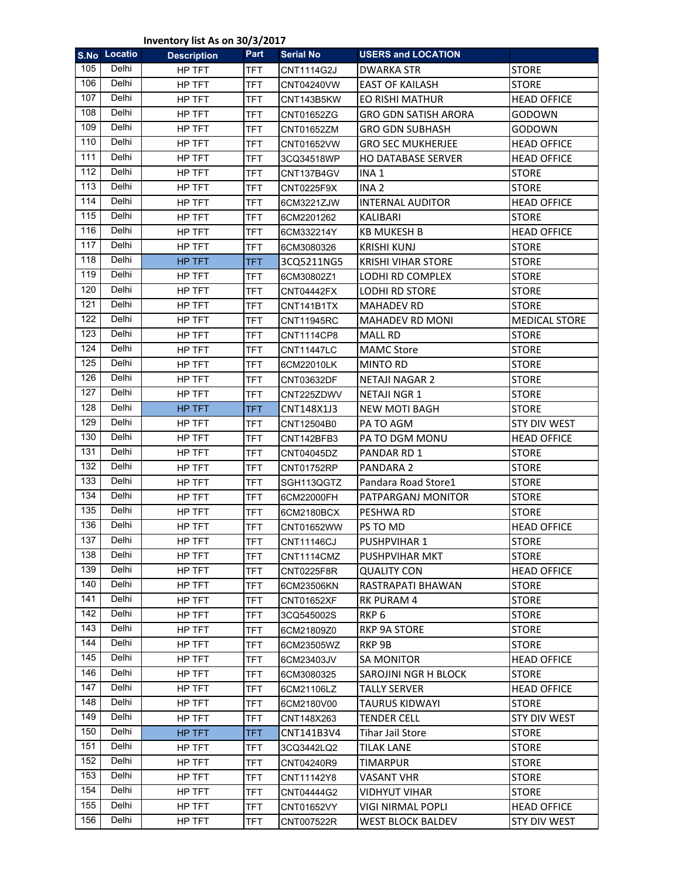Inventory list As on 30/3/2017

| S.No | Locatio | Description | Part | Serial No | USERS and LOCATION | |
|---|---|---|---|---|---|---|
| 105 | Delhi | HP TFT | TFT | CNT1114G2J | DWARKA STR | STORE |
| 106 | Delhi | HP TFT | TFT | CNT04240VW | EAST OF KAILASH | STORE |
| 107 | Delhi | HP TFT | TFT | CNT143B5KW | EO RISHI MATHUR | HEAD OFFICE |
| 108 | Delhi | HP TFT | TFT | CNT01652ZG | GRO GDN SATISH ARORA | GODOWN |
| 109 | Delhi | HP TFT | TFT | CNT01652ZM | GRO GDN SUBHASH | GODOWN |
| 110 | Delhi | HP TFT | TFT | CNT01652VW | GRO SEC MUKHERJEE | HEAD OFFICE |
| 111 | Delhi | HP TFT | TFT | 3CQ34518WP | HO DATABASE SERVER | HEAD OFFICE |
| 112 | Delhi | HP TFT | TFT | CNT137B4GV | INA 1 | STORE |
| 113 | Delhi | HP TFT | TFT | CNT0225F9X | INA 2 | STORE |
| 114 | Delhi | HP TFT | TFT | 6CM3221ZJW | INTERNAL AUDITOR | HEAD OFFICE |
| 115 | Delhi | HP TFT | TFT | 6CM2201262 | KALIBARI | STORE |
| 116 | Delhi | HP TFT | TFT | 6CM332214Y | KB MUKESH B | HEAD OFFICE |
| 117 | Delhi | HP TFT | TFT | 6CM3080326 | KRISHI KUNJ | STORE |
| 118 | Delhi | HP TFT | TFT | 3CQ5211NG5 | KRISHI VIHAR STORE | STORE |
| 119 | Delhi | HP TFT | TFT | 6CM30802Z1 | LODHI RD COMPLEX | STORE |
| 120 | Delhi | HP TFT | TFT | CNT04442FX | LODHI RD STORE | STORE |
| 121 | Delhi | HP TFT | TFT | CNT141B1TX | MAHADEV RD | STORE |
| 122 | Delhi | HP TFT | TFT | CNT11945RC | MAHADEV RD MONI | MEDICAL STORE |
| 123 | Delhi | HP TFT | TFT | CNT1114CP8 | MALL RD | STORE |
| 124 | Delhi | HP TFT | TFT | CNT11447LC | MAMC Store | STORE |
| 125 | Delhi | HP TFT | TFT | 6CM22010LK | MINTO RD | STORE |
| 126 | Delhi | HP TFT | TFT | CNT03632DF | NETAJI NAGAR 2 | STORE |
| 127 | Delhi | HP TFT | TFT | CNT225ZDWV | NETAJI NGR 1 | STORE |
| 128 | Delhi | HP TFT | TFT | CNT148X1J3 | NEW MOTI BAGH | STORE |
| 129 | Delhi | HP TFT | TFT | CNT12504B0 | PA TO AGM | STY DIV WEST |
| 130 | Delhi | HP TFT | TFT | CNT142BFB3 | PA TO DGM MONU | HEAD OFFICE |
| 131 | Delhi | HP TFT | TFT | CNT04045DZ | PANDAR RD 1 | STORE |
| 132 | Delhi | HP TFT | TFT | CNT01752RP | PANDARA 2 | STORE |
| 133 | Delhi | HP TFT | TFT | SGH113QGTZ | Pandara Road Store1 | STORE |
| 134 | Delhi | HP TFT | TFT | 6CM22000FH | PATPARGANJ MONITOR | STORE |
| 135 | Delhi | HP TFT | TFT | 6CM2180BCX | PESHWA RD | STORE |
| 136 | Delhi | HP TFT | TFT | CNT01652WW | PS TO MD | HEAD OFFICE |
| 137 | Delhi | HP TFT | TFT | CNT11146CJ | PUSHPVIHAR 1 | STORE |
| 138 | Delhi | HP TFT | TFT | CNT1114CMZ | PUSHPVIHAR MKT | STORE |
| 139 | Delhi | HP TFT | TFT | CNT0225F8R | QUALITY CON | HEAD OFFICE |
| 140 | Delhi | HP TFT | TFT | 6CM23506KN | RASTRAPATI BHAWAN | STORE |
| 141 | Delhi | HP TFT | TFT | CNT01652XF | RK PURAM 4 | STORE |
| 142 | Delhi | HP TFT | TFT | 3CQ545002S | RKP 6 | STORE |
| 143 | Delhi | HP TFT | TFT | 6CM21809Z0 | RKP 9A STORE | STORE |
| 144 | Delhi | HP TFT | TFT | 6CM23505WZ | RKP 9B | STORE |
| 145 | Delhi | HP TFT | TFT | 6CM23403JV | SA MONITOR | HEAD OFFICE |
| 146 | Delhi | HP TFT | TFT | 6CM3080325 | SAROJINI NGR H BLOCK | STORE |
| 147 | Delhi | HP TFT | TFT | 6CM21106LZ | TALLY SERVER | HEAD OFFICE |
| 148 | Delhi | HP TFT | TFT | 6CM2180V00 | TAURUS KIDWAYI | STORE |
| 149 | Delhi | HP TFT | TFT | CNT148X263 | TENDER CELL | STY DIV WEST |
| 150 | Delhi | HP TFT | TFT | CNT141B3V4 | Tihar Jail Store | STORE |
| 151 | Delhi | HP TFT | TFT | 3CQ3442LQ2 | TILAK LANE | STORE |
| 152 | Delhi | HP TFT | TFT | CNT04240R9 | TIMARPUR | STORE |
| 153 | Delhi | HP TFT | TFT | CNT11142Y8 | VASANT VHR | STORE |
| 154 | Delhi | HP TFT | TFT | CNT04444G2 | VIDHYUT VIHAR | STORE |
| 155 | Delhi | HP TFT | TFT | CNT01652VY | VIGI NIRMAL POPLI | HEAD OFFICE |
| 156 | Delhi | HP TFT | TFT | CNT007522R | WEST BLOCK BALDEV | STY DIV WEST |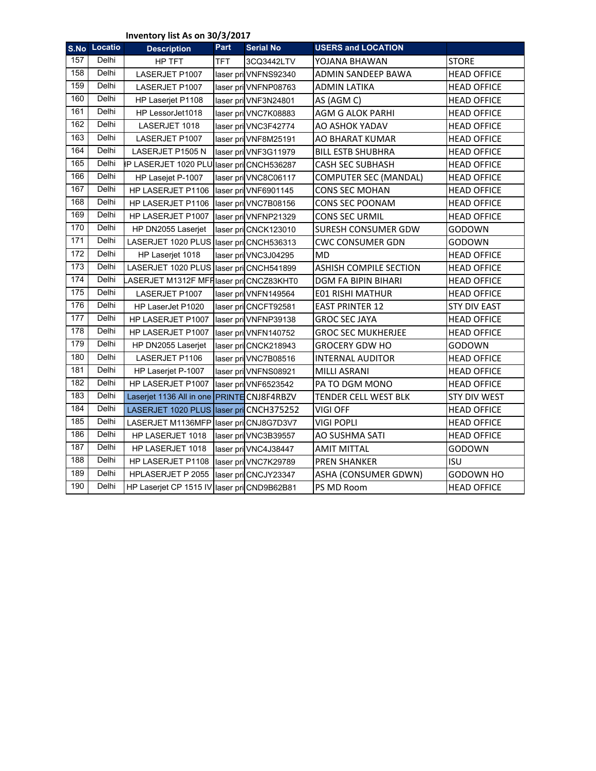Inventory list As on 30/3/2017

| S.No | Locatio | Description | Part | Serial No | USERS and LOCATION | |
|---|---|---|---|---|---|---|
| 157 | Delhi | HP TFT | TFT | 3CQ3442LTV | YOJANA BHAWAN | STORE |
| 158 | Delhi | LASERJET P1007 | laser pri | VNFNS92340 | ADMIN SANDEEP BAWA | HEAD OFFICE |
| 159 | Delhi | LASERJET P1007 | laser pri | VNFNP08763 | ADMIN LATIKA | HEAD OFFICE |
| 160 | Delhi | HP Laserjet P1108 | laser pri | VNF3N24801 | AS (AGM C) | HEAD OFFICE |
| 161 | Delhi | HP LessorJet1018 | laser pri | VNC7K08883 | AGM G ALOK PARHI | HEAD OFFICE |
| 162 | Delhi | LASERJET 1018 | laser pri | VNC3F42774 | AO ASHOK YADAV | HEAD OFFICE |
| 163 | Delhi | LASERJET P1007 | laser pri | VNF8M25191 | AO BHARAT KUMAR | HEAD OFFICE |
| 164 | Delhi | LASERJET P1505 N | laser pri | VNF3G11979 | BILL ESTB SHUBHRA | HEAD OFFICE |
| 165 | Delhi | IP LASERJET 1020 PLU | laser pri | CNCH536287 | CASH SEC SUBHASH | HEAD OFFICE |
| 166 | Delhi | HP Lasejet P-1007 | laser pri | VNC8C06117 | COMPUTER SEC (MANDAL) | HEAD OFFICE |
| 167 | Delhi | HP LASERJET P1106 | laser pri | VNF6901145 | CONS SEC MOHAN | HEAD OFFICE |
| 168 | Delhi | HP LASERJET P1106 | laser pri | VNC7B08156 | CONS SEC POONAM | HEAD OFFICE |
| 169 | Delhi | HP LASERJET P1007 | laser pri | VNFNP21329 | CONS SEC URMIL | HEAD OFFICE |
| 170 | Delhi | HP DN2055 Laserjet | laser pri | CNCK123010 | SURESH CONSUMER GDW | GODOWN |
| 171 | Delhi | LASERJET 1020 PLUS | laser pri | CNCH536313 | CWC CONSUMER GDN | GODOWN |
| 172 | Delhi | HP Laserjet 1018 | laser pri | VNC3J04295 | MD | HEAD OFFICE |
| 173 | Delhi | LASERJET 1020 PLUS | laser pri | CNCH541899 | ASHISH COMPILE SECTION | HEAD OFFICE |
| 174 | Delhi | LASERJET M1312F MFF | laser pri | CNCZ83KHT0 | DGM FA BIPIN BIHARI | HEAD OFFICE |
| 175 | Delhi | LASERJET P1007 | laser pri | VNFN149564 | E01 RISHI MATHUR | HEAD OFFICE |
| 176 | Delhi | HP LaserJet P1020 | laser pri | CNCFT92581 | EAST PRINTER 12 | STY DIV EAST |
| 177 | Delhi | HP LASERJET P1007 | laser pri | VNFNP39138 | GROC SEC JAYA | HEAD OFFICE |
| 178 | Delhi | HP LASERJET P1007 | laser pri | VNFN140752 | GROC SEC MUKHERJEE | HEAD OFFICE |
| 179 | Delhi | HP DN2055 Laserjet | laser pri | CNCK218943 | GROCERY GDW HO | GODOWN |
| 180 | Delhi | LASERJET P1106 | laser pri | VNC7B08516 | INTERNAL AUDITOR | HEAD OFFICE |
| 181 | Delhi | HP Laserjet P-1007 | laser pri | VNFNS08921 | MILLI ASRANI | HEAD OFFICE |
| 182 | Delhi | HP LASERJET P1007 | laser pri | VNF6523542 | PA TO DGM MONO | HEAD OFFICE |
| 183 | Delhi | Laserjet 1136 All in one | PRINTE | CNJ8F4RBZV | TENDER CELL WEST BLK | STY DIV WEST |
| 184 | Delhi | LASERJET 1020 PLUS | laser pri | CNCH375252 | VIGI OFF | HEAD OFFICE |
| 185 | Delhi | LASERJET M1136MFP | laser pri | CNJ8G7D3V7 | VIGI POPLI | HEAD OFFICE |
| 186 | Delhi | HP LASERJET 1018 | laser pri | VNC3B39557 | AO SUSHMA SATI | HEAD OFFICE |
| 187 | Delhi | HP LASERJET 1018 | laser pri | VNC4J38447 | AMIT MITTAL | GODOWN |
| 188 | Delhi | HP LASERJET P1108 | laser pri | VNC7K29789 | PREN SHANKER | ISU |
| 189 | Delhi | HPLASERJET P 2055 | laser pri | CNCJY23347 | ASHA (CONSUMER GDWN) | GODOWN HO |
| 190 | Delhi | HP Laserjet CP 1515 IV | laser pri | CND9B62B81 | PS MD Room | HEAD OFFICE |